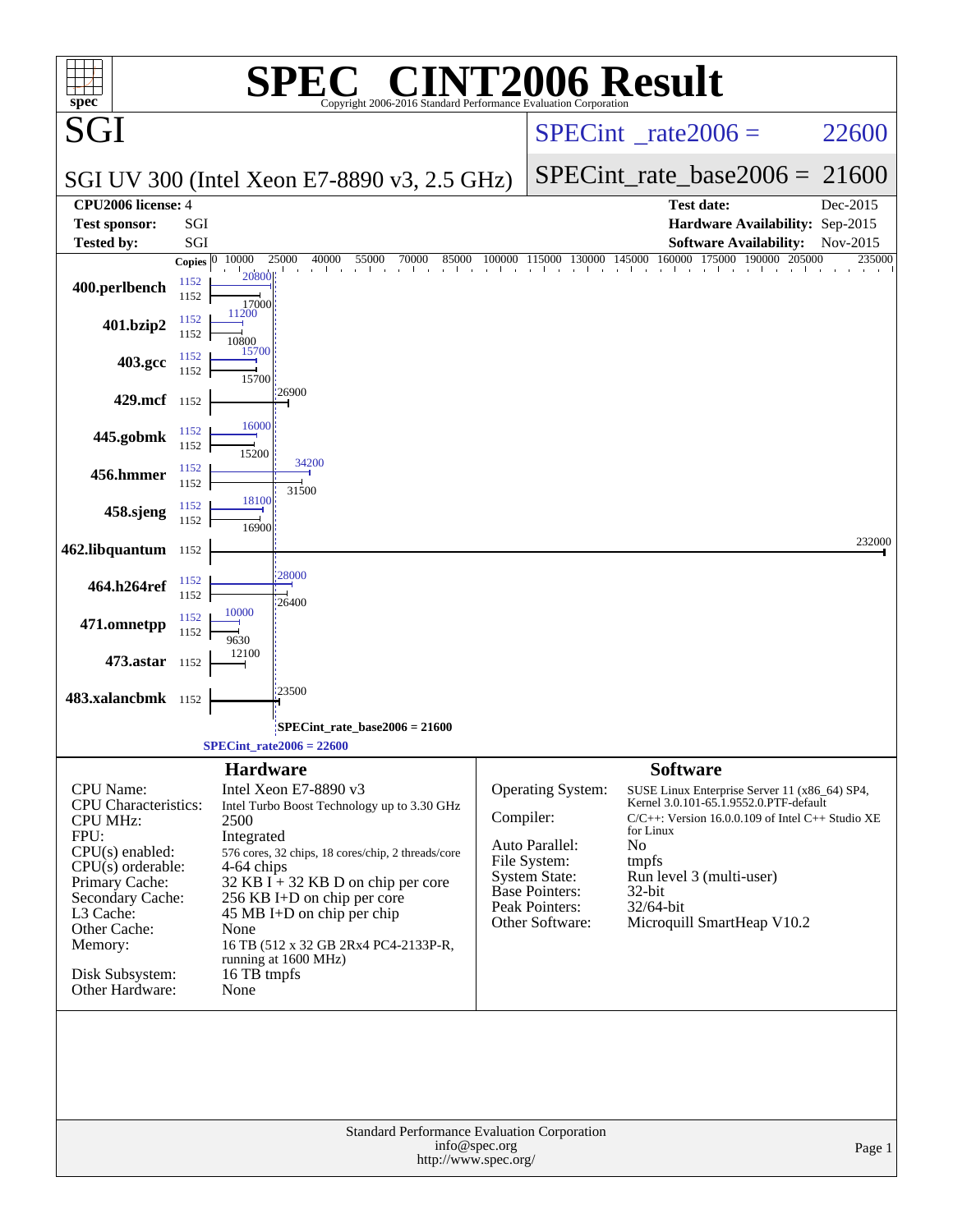# SPEC® CINT2006 Result

Copyright 2006-2016 Standard Performance Evaluation Corporation

## SGI

**SGI UV 300 (Intel Xeon E7-8890 v3, 2.5 GHz)**

SPECint_rate2006 = 22600

SPECint_rate_base2006 = 21600

| | | | |
|---|---|---|---|
| **CPU2006 license:** | 4 | **Test date:** | Dec-2015 |
| **Test sponsor:** | SGI | **Hardware Availability:** | Sep-2015 |
| **Tested by:** | SGI | **Software Availability:** | Nov-2015 |

| Benchmark | Copies (peak) | Peak | Copies (base) | Base |
|---|---|---|---|---|
| 400.perlbench | 1152 | 20800 | 1152 | 17000 |
| 401.bzip2 | 1152 | 11200 | 1152 | 10800 |
| 403.gcc | 1152 | 15700 | 1152 | 15700 |
| 429.mcf | | | 1152 | 26900 |
| 445.gobmk | 1152 | 16000 | 1152 | 15200 |
| 456.hmmer | 1152 | 34200 | 1152 | 31500 |
| 458.sjeng | 1152 | 18100 | 1152 | 16900 |
| 462.libquantum | | | 1152 | 232000 |
| 464.h264ref | 1152 | 28000 | 1152 | 26400 |
| 471.omnetpp | 1152 | 10000 | 1152 | 9630 |
| 473.astar | | | 1152 | 12100 |
| 483.xalancbmk | | | 1152 | 23500 |

SPECint_rate_base2006 = 21600

SPECint_rate2006 = 22600

## Hardware

| | |
|---|---|
| CPU Name: | Intel Xeon E7-8890 v3 |
| CPU Characteristics: | Intel Turbo Boost Technology up to 3.30 GHz |
| CPU MHz: | 2500 |
| FPU: | Integrated |
| CPU(s) enabled: | 576 cores, 32 chips, 18 cores/chip, 2 threads/core |
| CPU(s) orderable: | 4-64 chips |
| Primary Cache: | 32 KB I + 32 KB D on chip per core |
| Secondary Cache: | 256 KB I+D on chip per core |
| L3 Cache: | 45 MB I+D on chip per chip |
| Other Cache: | None |
| Memory: | 16 TB (512 x 32 GB 2Rx4 PC4-2133P-R, running at 1600 MHz) |
| Disk Subsystem: | 16 TB tmpfs |
| Other Hardware: | None |

## Software

| | |
|---|---|
| Operating System: | SUSE Linux Enterprise Server 11 (x86_64) SP4, Kernel 3.0.101-65.1.9552.0.PTF-default |
| Compiler: | C/C++: Version 16.0.0.109 of Intel C++ Studio XE for Linux |
| Auto Parallel: | No |
| File System: | tmpfs |
| System State: | Run level 3 (multi-user) |
| Base Pointers: | 32-bit |
| Peak Pointers: | 32/64-bit |
| Other Software: | Microquill SmartHeap V10.2 |

Standard Performance Evaluation Corporation
info@spec.org
http://www.spec.org/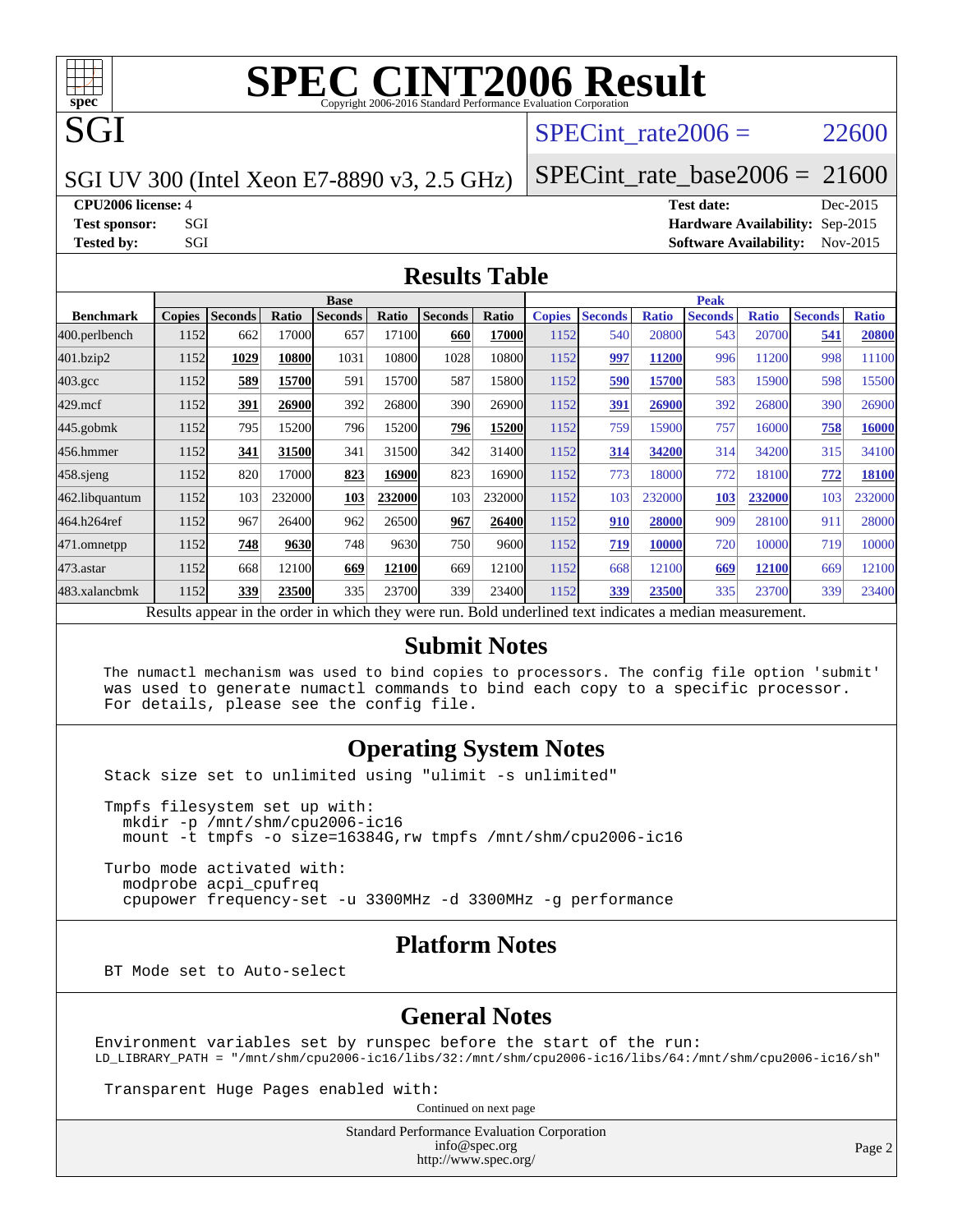# SPEC CINT2006 Result

Copyright 2006-2016 Standard Performance Evaluation Corporation

## SGI

SGI UV 300 (Intel Xeon E7-8890 v3, 2.5 GHz)

SPECint_rate2006 = 22600

SPECint_rate_base2006 = 21600

**CPU2006 license:** 4
**Test sponsor:** SGI
**Tested by:** SGI

**Test date:** Dec-2015
**Hardware Availability:** Sep-2015
**Software Availability:** Nov-2015

## Results Table

| Benchmark | Base | | | | | | | Peak | | | | | | |
|---|---|---|---|---|---|---|---|---|---|---|---|---|---|---|
| | Copies | Seconds | Ratio | Seconds | Ratio | Seconds | Ratio | Copies | Seconds | Ratio | Seconds | Ratio | Seconds | Ratio |
| 400.perlbench | 1152 | 662 | 17000 | 657 | 17100 | **660** | **17000** | 1152 | 540 | 20800 | 543 | 20700 | **541** | **20800** |
| 401.bzip2 | 1152 | **1029** | **10800** | 1031 | 10800 | 1028 | 10800 | 1152 | **997** | **11200** | 996 | 11200 | 998 | 11100 |
| 403.gcc | 1152 | **589** | **15700** | 591 | 15700 | 587 | 15800 | 1152 | **590** | **15700** | 583 | 15900 | 598 | 15500 |
| 429.mcf | 1152 | **391** | **26900** | 392 | 26800 | 390 | 26900 | 1152 | **391** | **26900** | 392 | 26800 | 390 | 26900 |
| 445.gobmk | 1152 | 795 | 15200 | 796 | 15200 | **796** | **15200** | 1152 | 759 | 15900 | 757 | 16000 | **758** | **16000** |
| 456.hmmer | 1152 | **341** | **31500** | 341 | 31500 | 342 | 31400 | 1152 | **314** | **34200** | 314 | 34200 | 315 | 34100 |
| 458.sjeng | 1152 | 820 | 17000 | **823** | **16900** | 823 | 16900 | 1152 | 773 | 18000 | 772 | 18100 | **772** | **18100** |
| 462.libquantum | 1152 | 103 | 232000 | **103** | **232000** | 103 | 232000 | 1152 | 103 | 232000 | **103** | **232000** | 103 | 232000 |
| 464.h264ref | 1152 | 967 | 26400 | 962 | 26500 | **967** | **26400** | 1152 | **910** | **28000** | 909 | 28100 | 911 | 28000 |
| 471.omnetpp | 1152 | **748** | **9630** | 748 | 9630 | 750 | 9600 | 1152 | **719** | **10000** | 720 | 10000 | 719 | 10000 |
| 473.astar | 1152 | 668 | 12100 | **669** | **12100** | 669 | 12100 | 1152 | 668 | 12100 | **669** | **12100** | 669 | 12100 |
| 483.xalancbmk | 1152 | **339** | **23500** | 335 | 23700 | 339 | 23400 | 1152 | **339** | **23500** | 335 | 23700 | 339 | 23400 |

Results appear in the order in which they were run. Bold underlined text indicates a median measurement.

## Submit Notes

```
The numactl mechanism was used to bind copies to processors. The config file option 'submit'
was used to generate numactl commands to bind each copy to a specific processor.
For details, please see the config file.
```

## Operating System Notes

```
Stack size set to unlimited using "ulimit -s unlimited"

Tmpfs filesystem set up with:
  mkdir -p /mnt/shm/cpu2006-ic16
  mount -t tmpfs -o size=16384G,rw tmpfs /mnt/shm/cpu2006-ic16

Turbo mode activated with:
  modprobe acpi_cpufreq
  cpupower frequency-set -u 3300MHz -d 3300MHz -g performance
```

## Platform Notes

```
BT Mode set to Auto-select
```

## General Notes

```
Environment variables set by runspec before the start of the run:
LD_LIBRARY_PATH = "/mnt/shm/cpu2006-ic16/libs/32:/mnt/shm/cpu2006-ic16/libs/64:/mnt/shm/cpu2006-ic16/sh"

Transparent Huge Pages enabled with:
```

Continued on next page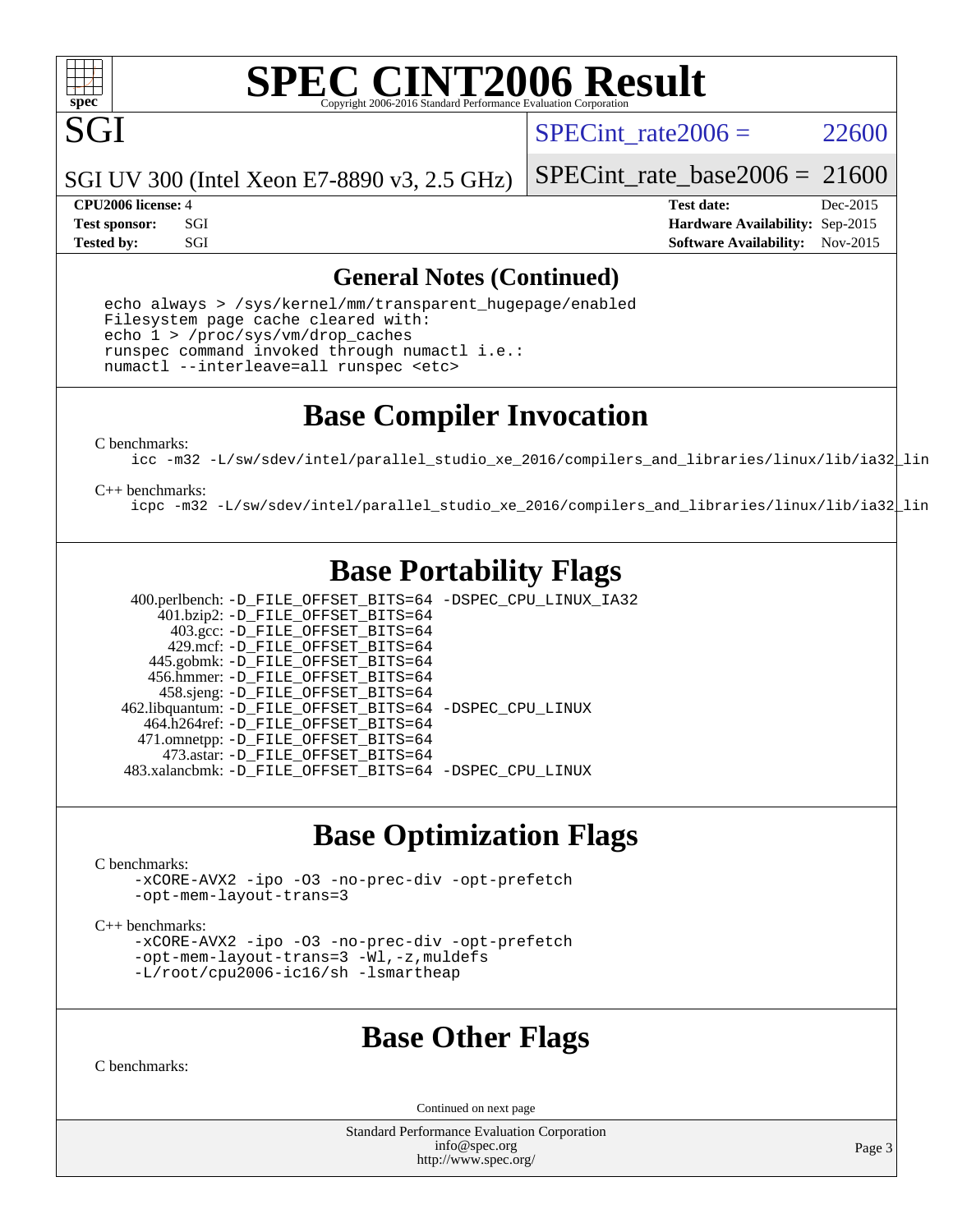# SPEC CINT2006 Result

Copyright 2006-2016 Standard Performance Evaluation Corporation

**SGI**

SGI UV 300 (Intel Xeon E7-8890 v3, 2.5 GHz)

SPECint_rate2006 = 22600

SPECint_rate_base2006 = 21600

| | | | |
|---|---|---|---|
| **CPU2006 license:** 4 | | **Test date:** | Dec-2015 |
| **Test sponsor:** | SGI | **Hardware Availability:** | Sep-2015 |
| **Tested by:** | SGI | **Software Availability:** | Nov-2015 |

## General Notes (Continued)

```
echo always > /sys/kernel/mm/transparent_hugepage/enabled
Filesystem page cache cleared with:
echo 1 > /proc/sys/vm/drop_caches
runspec command invoked through numactl i.e.:
numactl --interleave=all runspec <etc>
```

## Base Compiler Invocation

C benchmarks:

```
icc -m32 -L/sw/sdev/intel/parallel_studio_xe_2016/compilers_and_libraries/linux/lib/ia32_lin
```

C++ benchmarks:

```
icpc -m32 -L/sw/sdev/intel/parallel_studio_xe_2016/compilers_and_libraries/linux/lib/ia32_lin
```

## Base Portability Flags

| Benchmark | Flags |
|---|---|
| 400.perlbench: | -D_FILE_OFFSET_BITS=64 -DSPEC_CPU_LINUX_IA32 |
| 401.bzip2: | -D_FILE_OFFSET_BITS=64 |
| 403.gcc: | -D_FILE_OFFSET_BITS=64 |
| 429.mcf: | -D_FILE_OFFSET_BITS=64 |
| 445.gobmk: | -D_FILE_OFFSET_BITS=64 |
| 456.hmmer: | -D_FILE_OFFSET_BITS=64 |
| 458.sjeng: | -D_FILE_OFFSET_BITS=64 |
| 462.libquantum: | -D_FILE_OFFSET_BITS=64 -DSPEC_CPU_LINUX |
| 464.h264ref: | -D_FILE_OFFSET_BITS=64 |
| 471.omnetpp: | -D_FILE_OFFSET_BITS=64 |
| 473.astar: | -D_FILE_OFFSET_BITS=64 |
| 483.xalancbmk: | -D_FILE_OFFSET_BITS=64 -DSPEC_CPU_LINUX |

## Base Optimization Flags

C benchmarks:

```
-xCORE-AVX2 -ipo -O3 -no-prec-div -opt-prefetch
-opt-mem-layout-trans=3
```

C++ benchmarks:

```
-xCORE-AVX2 -ipo -O3 -no-prec-div -opt-prefetch
-opt-mem-layout-trans=3 -Wl,-z,muldefs
-L/root/cpu2006-ic16/sh -lsmartheap
```

## Base Other Flags

C benchmarks:

Continued on next page

Standard Performance Evaluation Corporation
info@spec.org
http://www.spec.org/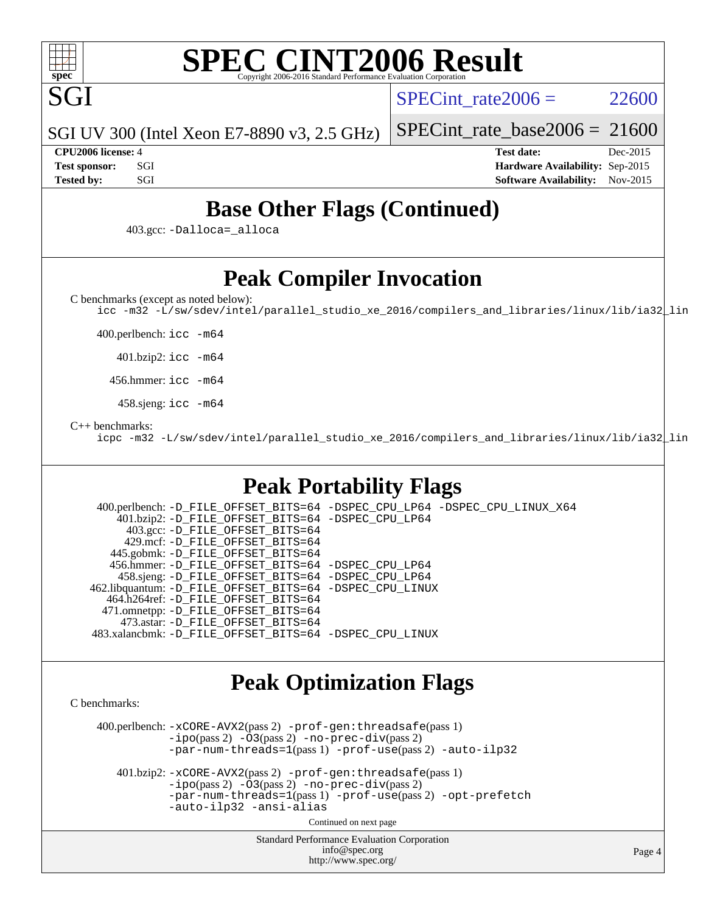# SPEC CINT2006 Result

SGI

SGI UV 300 (Intel Xeon E7-8890 v3, 2.5 GHz)

SPECint_rate2006 = 22600

SPECint_rate_base2006 = 21600

**CPU2006 license:** 4
**Test sponsor:** SGI
**Tested by:** SGI

**Test date:** Dec-2015
**Hardware Availability:** Sep-2015
**Software Availability:** Nov-2015

## Base Other Flags (Continued)

403.gcc: `-Dalloca=_alloca`

## Peak Compiler Invocation

C benchmarks (except as noted below):
`icc -m32 -L/sw/sdev/intel/parallel_studio_xe_2016/compilers_and_libraries/linux/lib/ia32_lin`

400.perlbench: `icc -m64`

401.bzip2: `icc -m64`

456.hmmer: `icc -m64`

458.sjeng: `icc -m64`

C++ benchmarks:
`icpc -m32 -L/sw/sdev/intel/parallel_studio_xe_2016/compilers_and_libraries/linux/lib/ia32_lin`

## Peak Portability Flags

400.perlbench: `-D_FILE_OFFSET_BITS=64 -DSPEC_CPU_LP64 -DSPEC_CPU_LINUX_X64`
401.bzip2: `-D_FILE_OFFSET_BITS=64 -DSPEC_CPU_LP64`
403.gcc: `-D_FILE_OFFSET_BITS=64`
429.mcf: `-D_FILE_OFFSET_BITS=64`
445.gobmk: `-D_FILE_OFFSET_BITS=64`
456.hmmer: `-D_FILE_OFFSET_BITS=64 -DSPEC_CPU_LP64`
458.sjeng: `-D_FILE_OFFSET_BITS=64 -DSPEC_CPU_LP64`
462.libquantum: `-D_FILE_OFFSET_BITS=64 -DSPEC_CPU_LINUX`
464.h264ref: `-D_FILE_OFFSET_BITS=64`
471.omnetpp: `-D_FILE_OFFSET_BITS=64`
473.astar: `-D_FILE_OFFSET_BITS=64`
483.xalancbmk: `-D_FILE_OFFSET_BITS=64 -DSPEC_CPU_LINUX`

## Peak Optimization Flags

C benchmarks:

400.perlbench: `-xCORE-AVX2`(pass 2) `-prof-gen:threadsafe`(pass 1) `-ipo`(pass 2) `-O3`(pass 2) `-no-prec-div`(pass 2) `-par-num-threads=1`(pass 1) `-prof-use`(pass 2) `-auto-ilp32`

401.bzip2: `-xCORE-AVX2`(pass 2) `-prof-gen:threadsafe`(pass 1) `-ipo`(pass 2) `-O3`(pass 2) `-no-prec-div`(pass 2) `-par-num-threads=1`(pass 1) `-prof-use`(pass 2) `-opt-prefetch` `-auto-ilp32` `-ansi-alias`

Continued on next page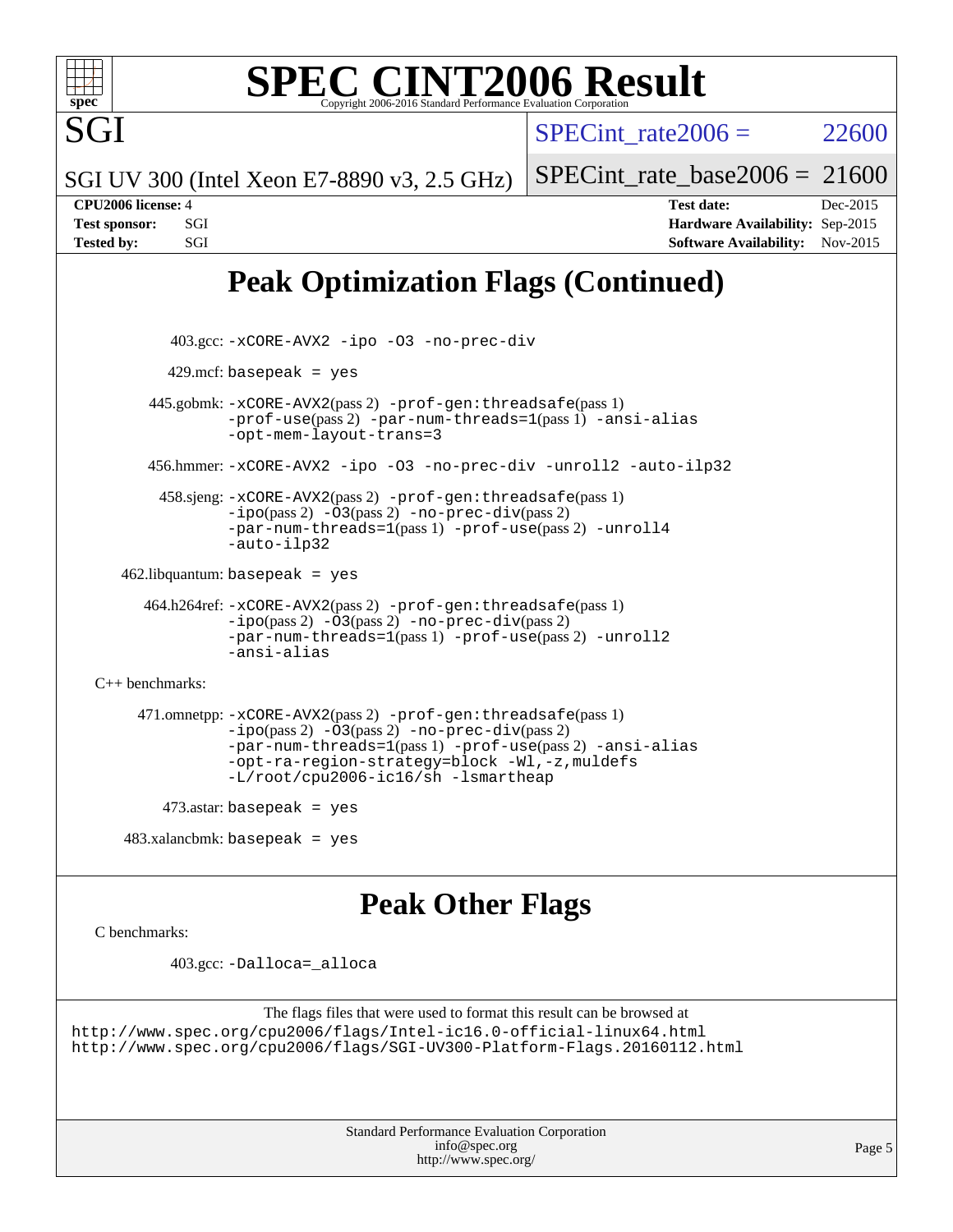## Peak Optimization Flags (Continued)

403.gcc: -xCORE-AVX2 -ipo -O3 -no-prec-div

429.mcf: basepeak = yes

445.gobmk: -xCORE-AVX2(pass 2) -prof-gen:threadsafe(pass 1) -prof-use(pass 2) -par-num-threads=1(pass 1) -ansi-alias -opt-mem-layout-trans=3

456.hmmer: -xCORE-AVX2 -ipo -O3 -no-prec-div -unroll2 -auto-ilp32

458.sjeng: -xCORE-AVX2(pass 2) -prof-gen:threadsafe(pass 1) -ipo(pass 2) -O3(pass 2) -no-prec-div(pass 2) -par-num-threads=1(pass 1) -prof-use(pass 2) -unroll4 -auto-ilp32

462.libquantum: basepeak = yes

464.h264ref: -xCORE-AVX2(pass 2) -prof-gen:threadsafe(pass 1) -ipo(pass 2) -O3(pass 2) -no-prec-div(pass 2) -par-num-threads=1(pass 1) -prof-use(pass 2) -unroll2 -ansi-alias

C++ benchmarks:

471.omnetpp: -xCORE-AVX2(pass 2) -prof-gen:threadsafe(pass 1) -ipo(pass 2) -O3(pass 2) -no-prec-div(pass 2) -par-num-threads=1(pass 1) -prof-use(pass 2) -ansi-alias -opt-ra-region-strategy=block -Wl,-z,muldefs -L/root/cpu2006-ic16/sh -lsmartheap

473.astar: basepeak = yes

483.xalancbmk: basepeak = yes

## Peak Other Flags

C benchmarks:

403.gcc: -Dalloca=_alloca

The flags files that were used to format this result can be browsed at
http://www.spec.org/cpu2006/flags/Intel-ic16.0-official-linux64.html
http://www.spec.org/cpu2006/flags/SGI-UV300-Platform-Flags.20160112.html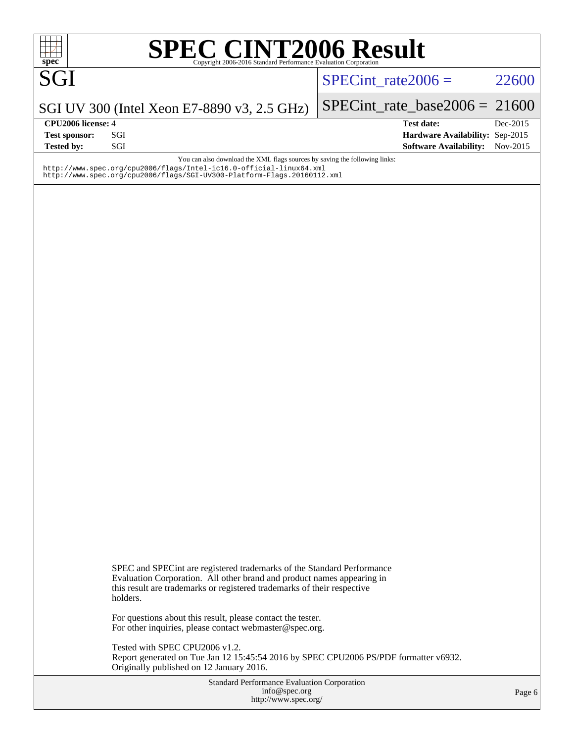# SPEC CINT2006 Result

Copyright 2006-2016 Standard Performance Evaluation Corporation

SGI

SGI UV 300 (Intel Xeon E7-8890 v3, 2.5 GHz)

SPECint_rate2006 = 22600

SPECint_rate_base2006 = 21600

**CPU2006 license:** 4
**Test sponsor:** SGI
**Tested by:** SGI

**Test date:** Dec-2015
**Hardware Availability:** Sep-2015
**Software Availability:** Nov-2015

You can also download the XML flags sources by saving the following links:

```
http://www.spec.org/cpu2006/flags/Intel-ic16.0-official-linux64.xml
http://www.spec.org/cpu2006/flags/SGI-UV300-Platform-Flags.20160112.xml
```

SPEC and SPECint are registered trademarks of the Standard Performance Evaluation Corporation. All other brand and product names appearing in this result are trademarks or registered trademarks of their respective holders.

For questions about this result, please contact the tester.
For other inquiries, please contact webmaster@spec.org.

Tested with SPEC CPU2006 v1.2.
Report generated on Tue Jan 12 15:45:54 2016 by SPEC CPU2006 PS/PDF formatter v6932.
Originally published on 12 January 2016.

Standard Performance Evaluation Corporation
info@spec.org
http://www.spec.org/